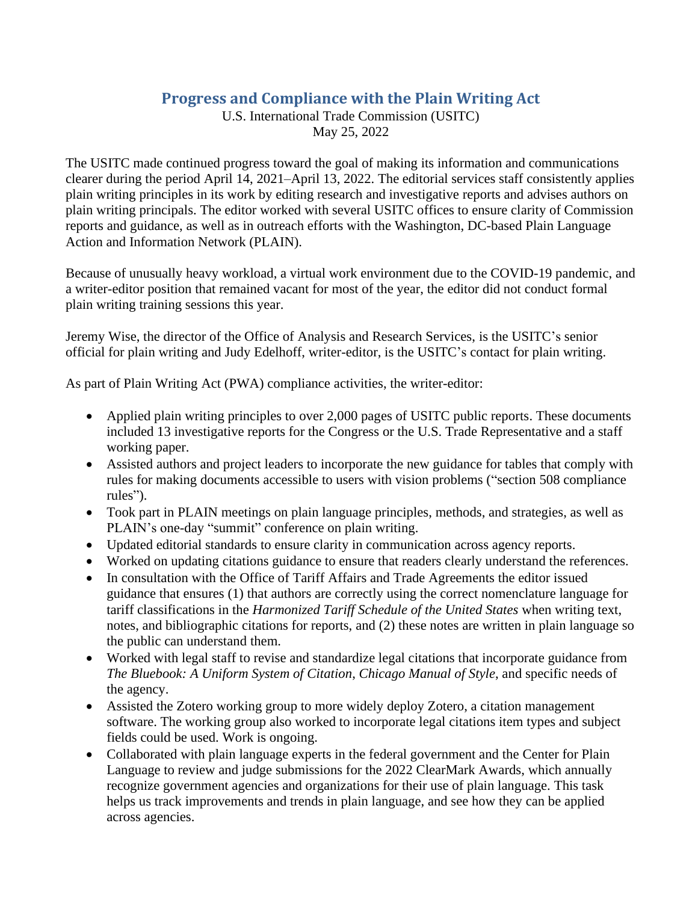# Progress and Compliance with the Plain Writing Act

U.S. International Trade Commission (USITC)
May 25, 2022

The USITC made continued progress toward the goal of making its information and communications clearer during the period April 14, 2021–April 13, 2022. The editorial services staff consistently applies plain writing principles in its work by editing research and investigative reports and advises authors on plain writing principals. The editor worked with several USITC offices to ensure clarity of Commission reports and guidance, as well as in outreach efforts with the Washington, DC-based Plain Language Action and Information Network (PLAIN).

Because of unusually heavy workload, a virtual work environment due to the COVID-19 pandemic, and a writer-editor position that remained vacant for most of the year, the editor did not conduct formal plain writing training sessions this year.

Jeremy Wise, the director of the Office of Analysis and Research Services, is the USITC's senior official for plain writing and Judy Edelhoff, writer-editor, is the USITC's contact for plain writing.

As part of Plain Writing Act (PWA) compliance activities, the writer-editor:

- Applied plain writing principles to over 2,000 pages of USITC public reports. These documents included 13 investigative reports for the Congress or the U.S. Trade Representative and a staff working paper.
- Assisted authors and project leaders to incorporate the new guidance for tables that comply with rules for making documents accessible to users with vision problems ("section 508 compliance rules").
- Took part in PLAIN meetings on plain language principles, methods, and strategies, as well as PLAIN's one-day "summit" conference on plain writing.
- Updated editorial standards to ensure clarity in communication across agency reports.
- Worked on updating citations guidance to ensure that readers clearly understand the references.
- In consultation with the Office of Tariff Affairs and Trade Agreements the editor issued guidance that ensures (1) that authors are correctly using the correct nomenclature language for tariff classifications in the *Harmonized Tariff Schedule of the United States* when writing text, notes, and bibliographic citations for reports, and (2) these notes are written in plain language so the public can understand them.
- Worked with legal staff to revise and standardize legal citations that incorporate guidance from *The Bluebook: A Uniform System of Citation*, *Chicago Manual of Style*, and specific needs of the agency.
- Assisted the Zotero working group to more widely deploy Zotero, a citation management software. The working group also worked to incorporate legal citations item types and subject fields could be used. Work is ongoing.
- Collaborated with plain language experts in the federal government and the Center for Plain Language to review and judge submissions for the 2022 ClearMark Awards, which annually recognize government agencies and organizations for their use of plain language. This task helps us track improvements and trends in plain language, and see how they can be applied across agencies.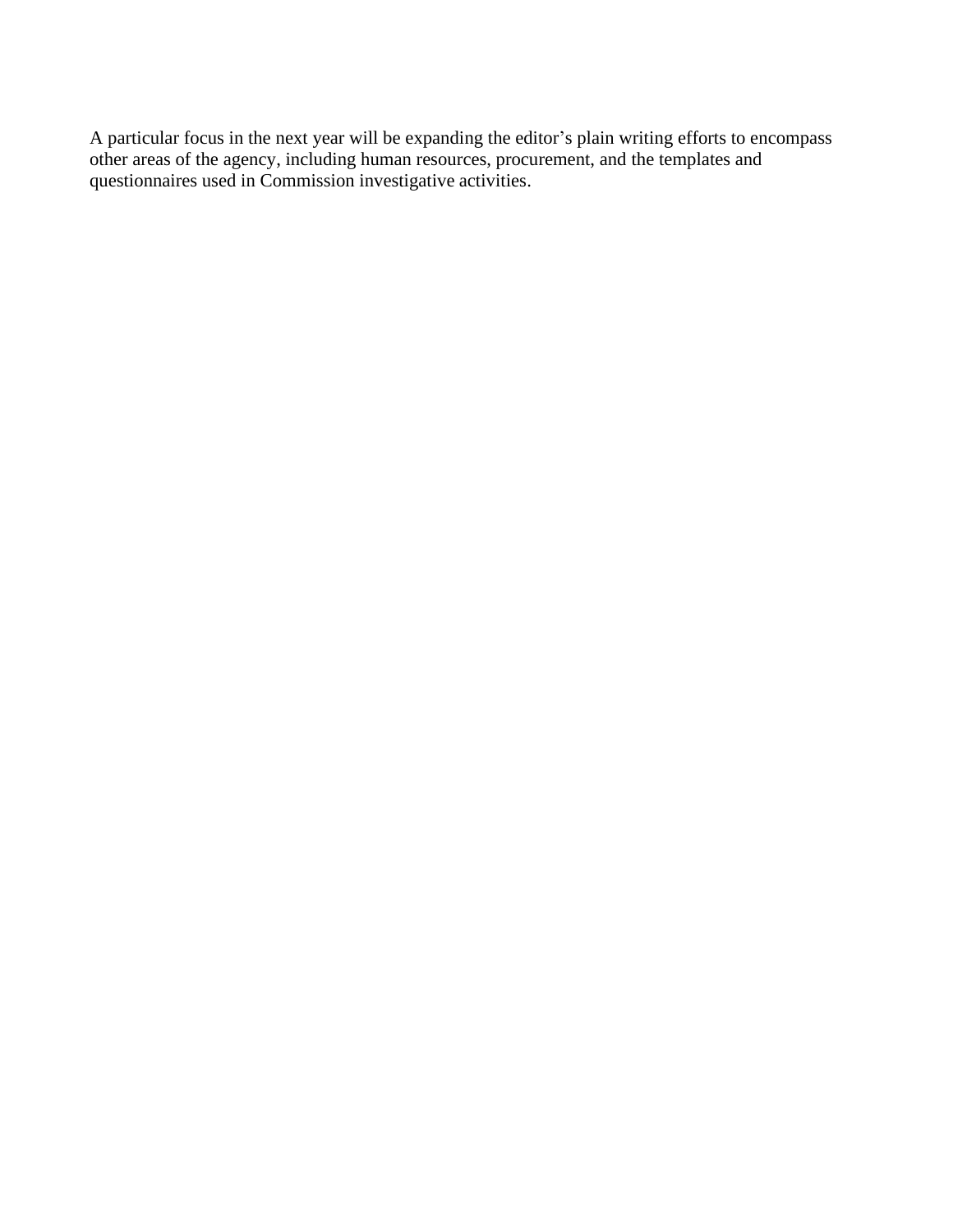A particular focus in the next year will be expanding the editor's plain writing efforts to encompass other areas of the agency, including human resources, procurement, and the templates and questionnaires used in Commission investigative activities.